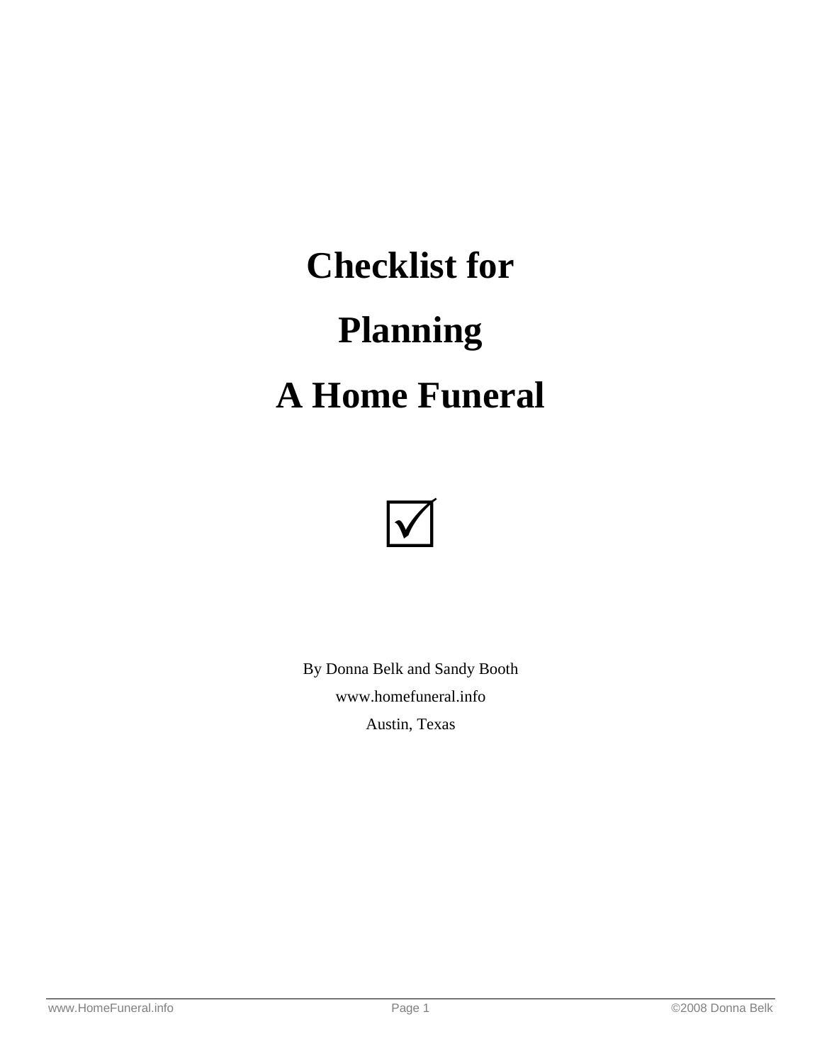# Checklist for Planning A Home Funeral

☑

By Donna Belk and Sandy Booth

www.homefuneral.info

Austin, Texas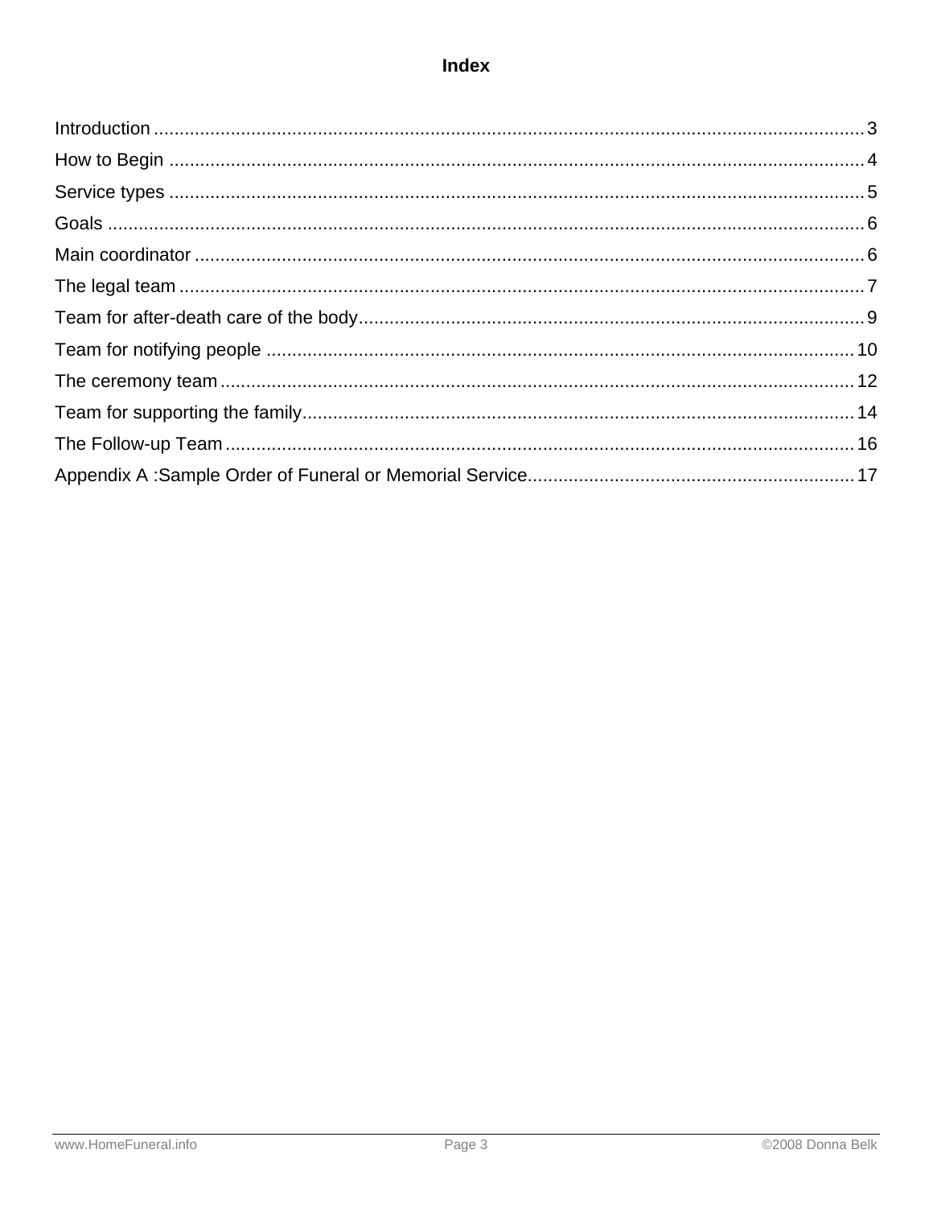# Index

Introduction ........................................................................................................................... 3
How to Begin ......................................................................................................................... 4
Service types .......................................................................................................................... 5
Goals ....................................................................................................................................... 6
Main coordinator .................................................................................................................... 6
The legal team ........................................................................................................................ 7
Team for after-death care of the body.................................................................................. 9
Team for notifying people .................................................................................................... 10
The ceremony team .............................................................................................................. 12
Team for supporting the family............................................................................................ 14
The Follow-up Team ............................................................................................................. 16
Appendix A :Sample Order of Funeral or Memorial Service............................................... 17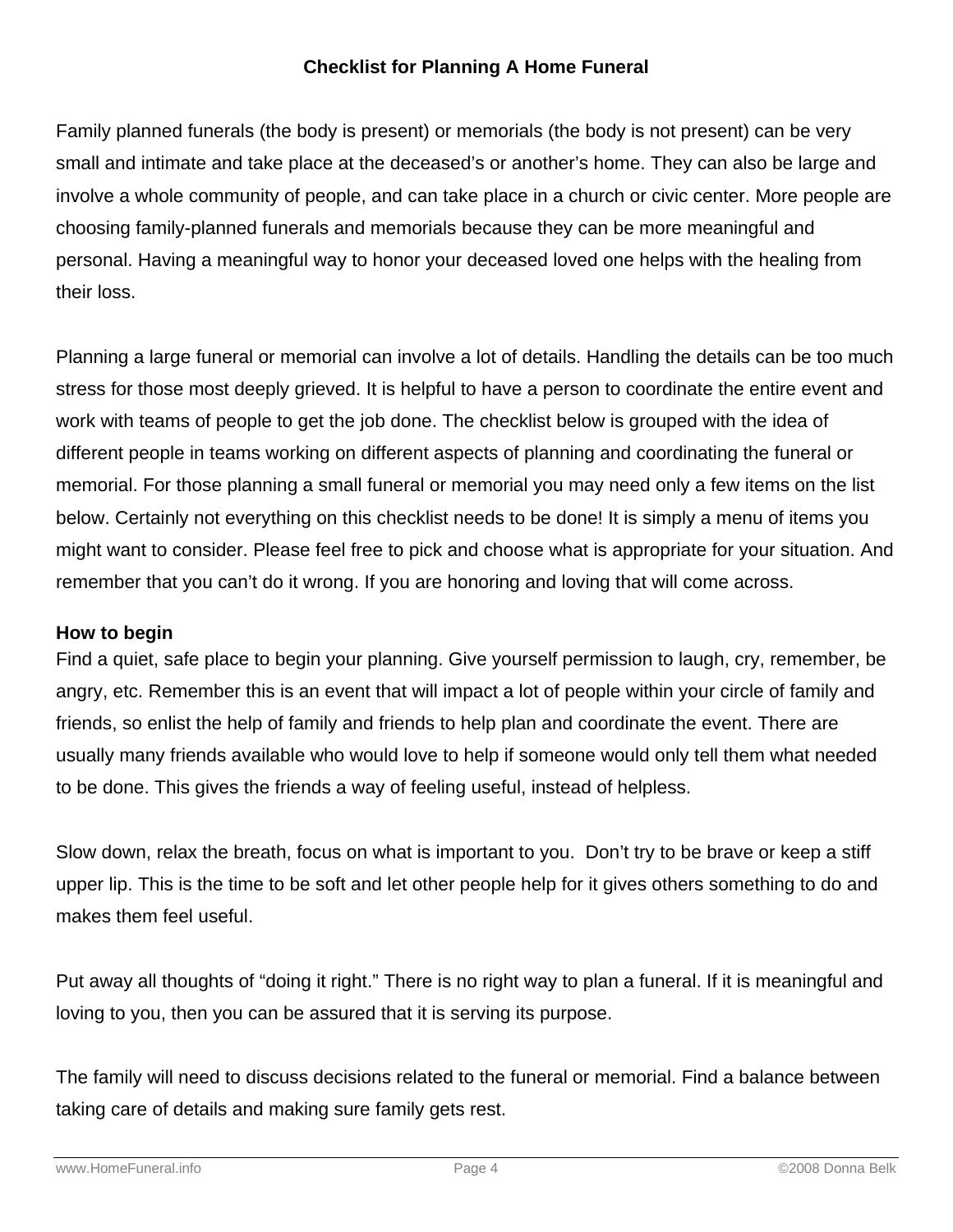# Checklist for Planning A Home Funeral

Family planned funerals (the body is present) or memorials (the body is not present) can be very small and intimate and take place at the deceased's or another's home. They can also be large and involve a whole community of people, and can take place in a church or civic center. More people are choosing family-planned funerals and memorials because they can be more meaningful and personal. Having a meaningful way to honor your deceased loved one helps with the healing from their loss.

Planning a large funeral or memorial can involve a lot of details. Handling the details can be too much stress for those most deeply grieved. It is helpful to have a person to coordinate the entire event and work with teams of people to get the job done. The checklist below is grouped with the idea of different people in teams working on different aspects of planning and coordinating the funeral or memorial. For those planning a small funeral or memorial you may need only a few items on the list below. Certainly not everything on this checklist needs to be done! It is simply a menu of items you might want to consider. Please feel free to pick and choose what is appropriate for your situation. And remember that you can't do it wrong. If you are honoring and loving that will come across.

**How to begin**

Find a quiet, safe place to begin your planning. Give yourself permission to laugh, cry, remember, be angry, etc. Remember this is an event that will impact a lot of people within your circle of family and friends, so enlist the help of family and friends to help plan and coordinate the event. There are usually many friends available who would love to help if someone would only tell them what needed to be done. This gives the friends a way of feeling useful, instead of helpless.

Slow down, relax the breath, focus on what is important to you. Don't try to be brave or keep a stiff upper lip. This is the time to be soft and let other people help for it gives others something to do and makes them feel useful.

Put away all thoughts of "doing it right." There is no right way to plan a funeral. If it is meaningful and loving to you, then you can be assured that it is serving its purpose.

The family will need to discuss decisions related to the funeral or memorial. Find a balance between taking care of details and making sure family gets rest.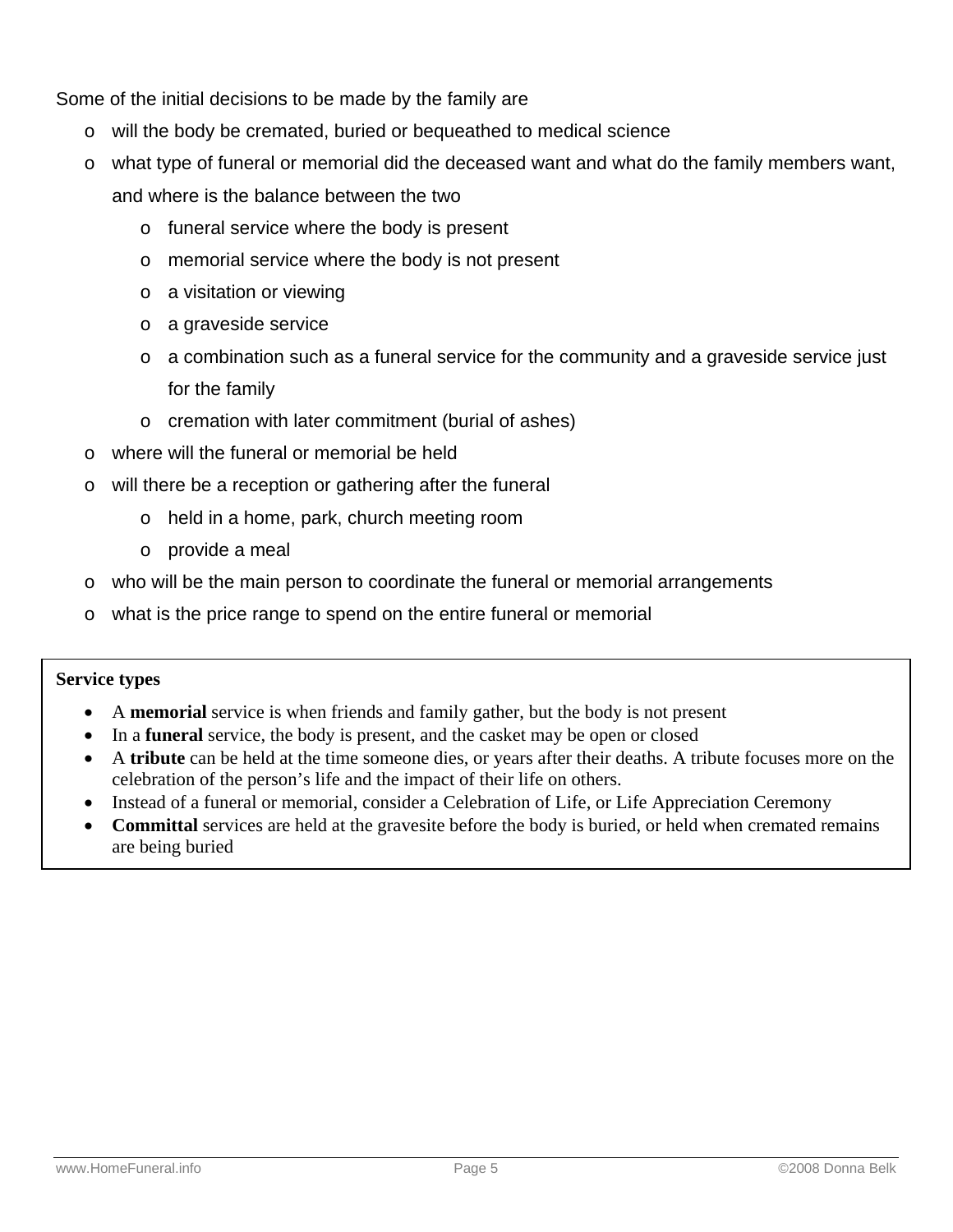Some of the initial decisions to be made by the family are

- will the body be cremated, buried or bequeathed to medical science
- what type of funeral or memorial did the deceased want and what do the family members want, and where is the balance between the two
  - funeral service where the body is present
  - memorial service where the body is not present
  - a visitation or viewing
  - a graveside service
  - a combination such as a funeral service for the community and a graveside service just for the family
  - cremation with later commitment (burial of ashes)
- where will the funeral or memorial be held
- will there be a reception or gathering after the funeral
  - held in a home, park, church meeting room
  - provide a meal
- who will be the main person to coordinate the funeral or memorial arrangements
- what is the price range to spend on the entire funeral or memorial

**Service types**

- A **memorial** service is when friends and family gather, but the body is not present
- In a **funeral** service, the body is present, and the casket may be open or closed
- A **tribute** can be held at the time someone dies, or years after their deaths. A tribute focuses more on the celebration of the person's life and the impact of their life on others.
- Instead of a funeral or memorial, consider a Celebration of Life, or Life Appreciation Ceremony
- **Committal** services are held at the gravesite before the body is buried, or held when cremated remains are being buried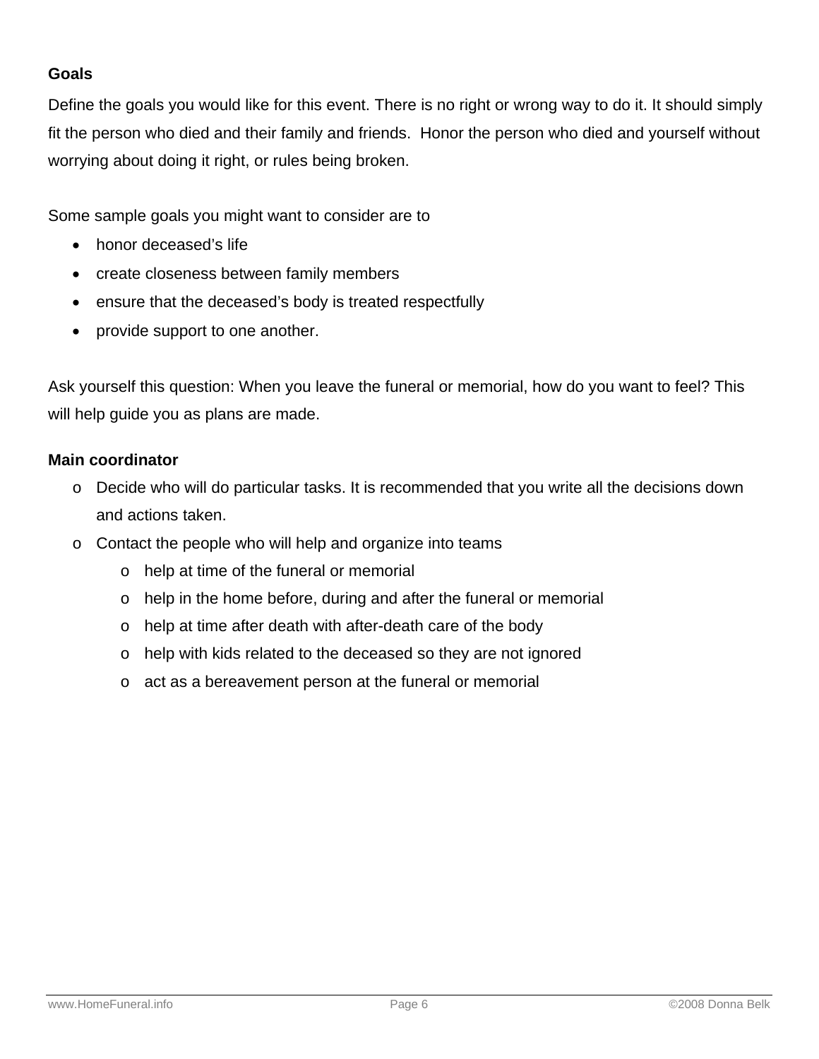**Goals**

Define the goals you would like for this event. There is no right or wrong way to do it. It should simply fit the person who died and their family and friends.  Honor the person who died and yourself without worrying about doing it right, or rules being broken.

Some sample goals you might want to consider are to

- honor deceased's life
- create closeness between family members
- ensure that the deceased's body is treated respectfully
- provide support to one another.

Ask yourself this question: When you leave the funeral or memorial, how do you want to feel? This will help guide you as plans are made.

**Main coordinator**

- Decide who will do particular tasks. It is recommended that you write all the decisions down and actions taken.
- Contact the people who will help and organize into teams
  - help at time of the funeral or memorial
  - help in the home before, during and after the funeral or memorial
  - help at time after death with after-death care of the body
  - help with kids related to the deceased so they are not ignored
  - act as a bereavement person at the funeral or memorial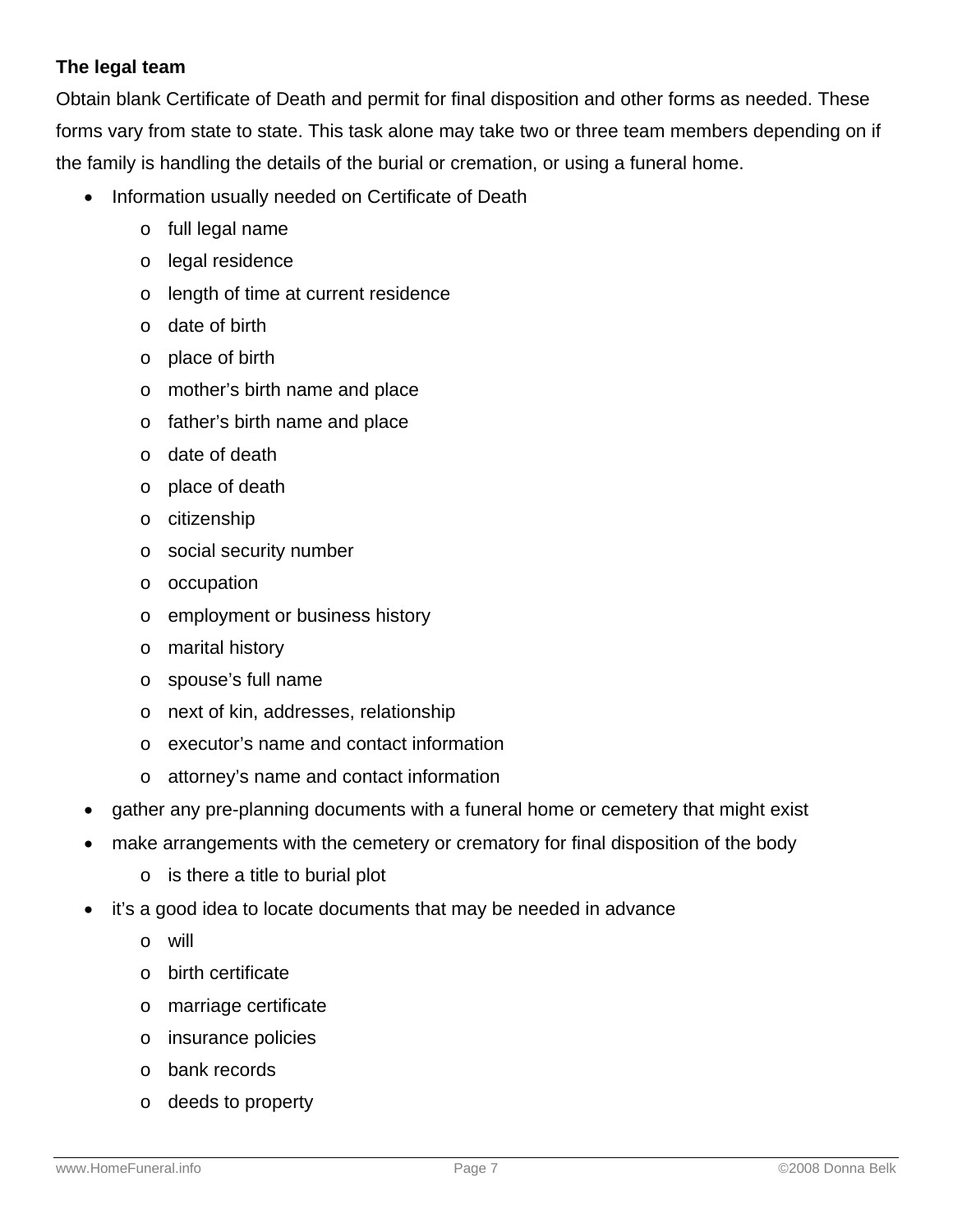**The legal team**

Obtain blank Certificate of Death and permit for final disposition and other forms as needed. These forms vary from state to state. This task alone may take two or three team members depending on if the family is handling the details of the burial or cremation, or using a funeral home.

- Information usually needed on Certificate of Death
  - full legal name
  - legal residence
  - length of time at current residence
  - date of birth
  - place of birth
  - mother's birth name and place
  - father's birth name and place
  - date of death
  - place of death
  - citizenship
  - social security number
  - occupation
  - employment or business history
  - marital history
  - spouse's full name
  - next of kin, addresses, relationship
  - executor's name and contact information
  - attorney's name and contact information
- gather any pre-planning documents with a funeral home or cemetery that might exist
- make arrangements with the cemetery or crematory for final disposition of the body
  - is there a title to burial plot
- it's a good idea to locate documents that may be needed in advance
  - will
  - birth certificate
  - marriage certificate
  - insurance policies
  - bank records
  - deeds to property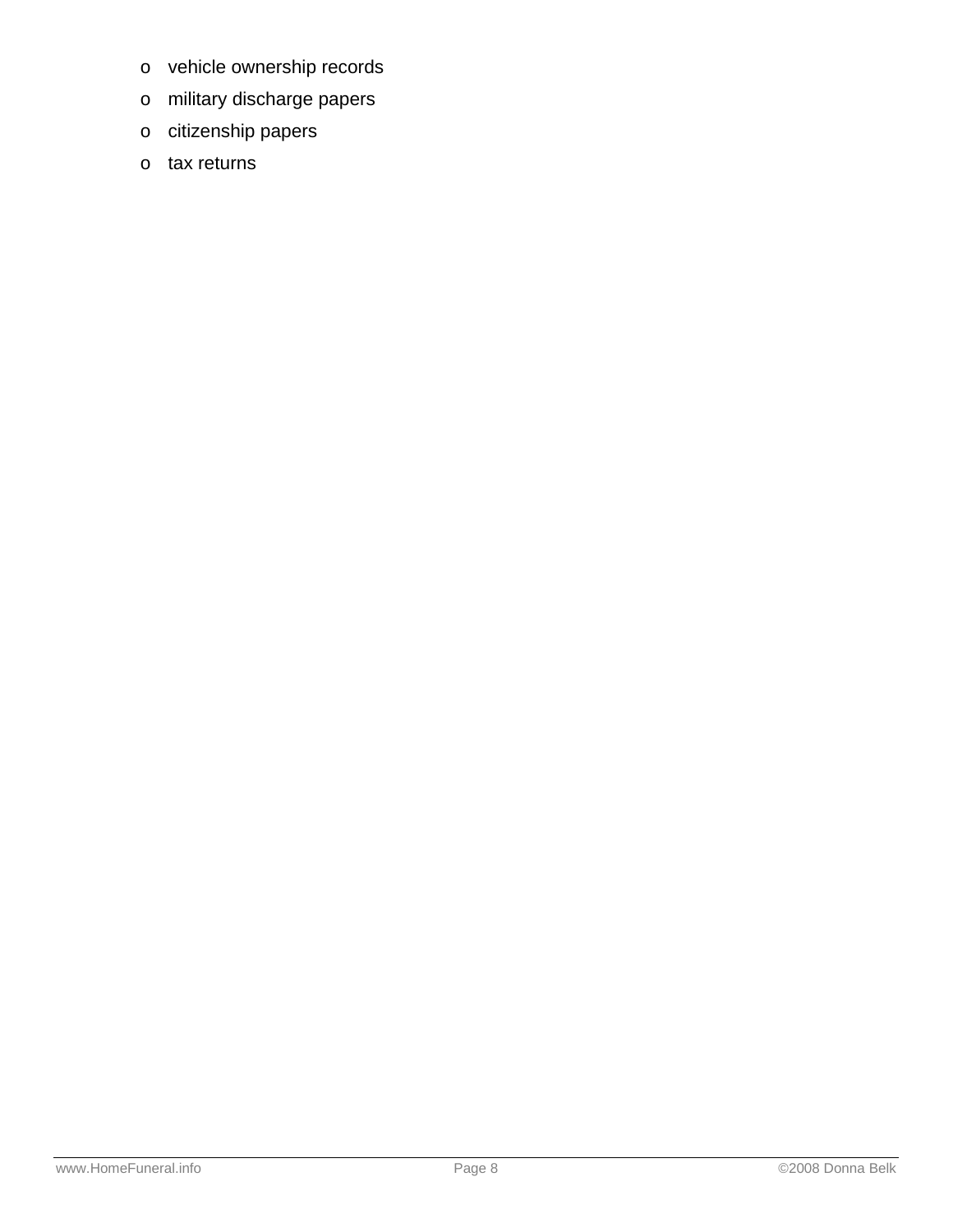- vehicle ownership records
- military discharge papers
- citizenship papers
- tax returns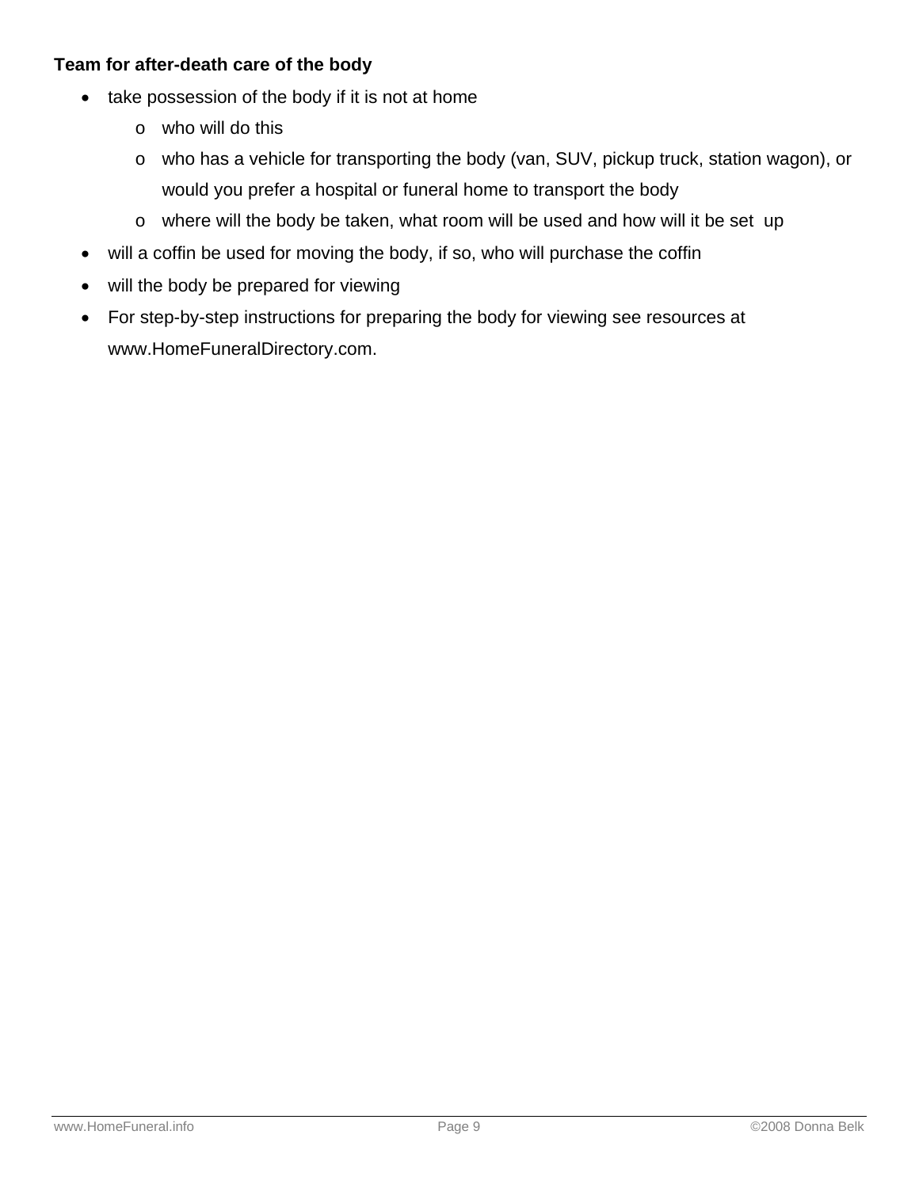**Team for after-death care of the body**

- take possession of the body if it is not at home
  - who will do this
  - who has a vehicle for transporting the body (van, SUV, pickup truck, station wagon), or would you prefer a hospital or funeral home to transport the body
  - where will the body be taken, what room will be used and how will it be set up
- will a coffin be used for moving the body, if so, who will purchase the coffin
- will the body be prepared for viewing
- For step-by-step instructions for preparing the body for viewing see resources at www.HomeFuneralDirectory.com.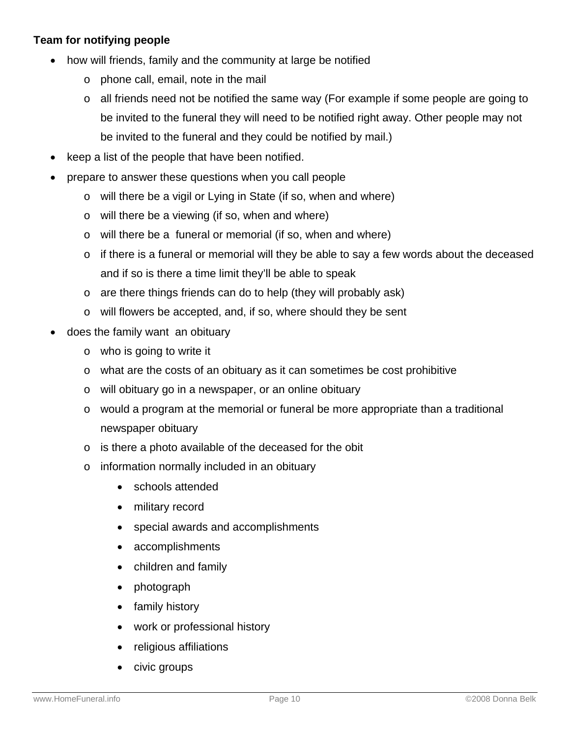**Team for notifying people**

- how will friends, family and the community at large be notified
  - phone call, email, note in the mail
  - all friends need not be notified the same way (For example if some people are going to be invited to the funeral they will need to be notified right away. Other people may not be invited to the funeral and they could be notified by mail.)
- keep a list of the people that have been notified.
- prepare to answer these questions when you call people
  - will there be a vigil or Lying in State (if so, when and where)
  - will there be a viewing (if so, when and where)
  - will there be a funeral or memorial (if so, when and where)
  - if there is a funeral or memorial will they be able to say a few words about the deceased and if so is there a time limit they'll be able to speak
  - are there things friends can do to help (they will probably ask)
  - will flowers be accepted, and, if so, where should they be sent
- does the family want an obituary
  - who is going to write it
  - what are the costs of an obituary as it can sometimes be cost prohibitive
  - will obituary go in a newspaper, or an online obituary
  - would a program at the memorial or funeral be more appropriate than a traditional newspaper obituary
  - is there a photo available of the deceased for the obit
  - information normally included in an obituary
    - schools attended
    - military record
    - special awards and accomplishments
    - accomplishments
    - children and family
    - photograph
    - family history
    - work or professional history
    - religious affiliations
    - civic groups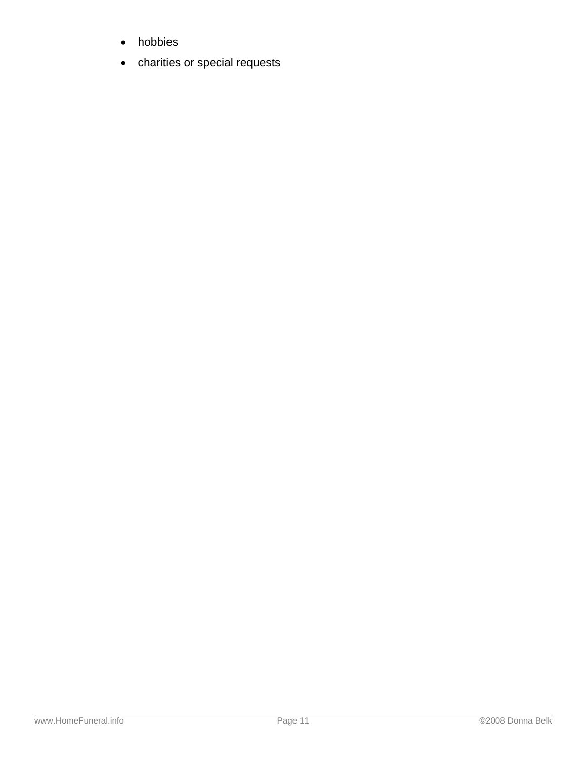- hobbies
- charities or special requests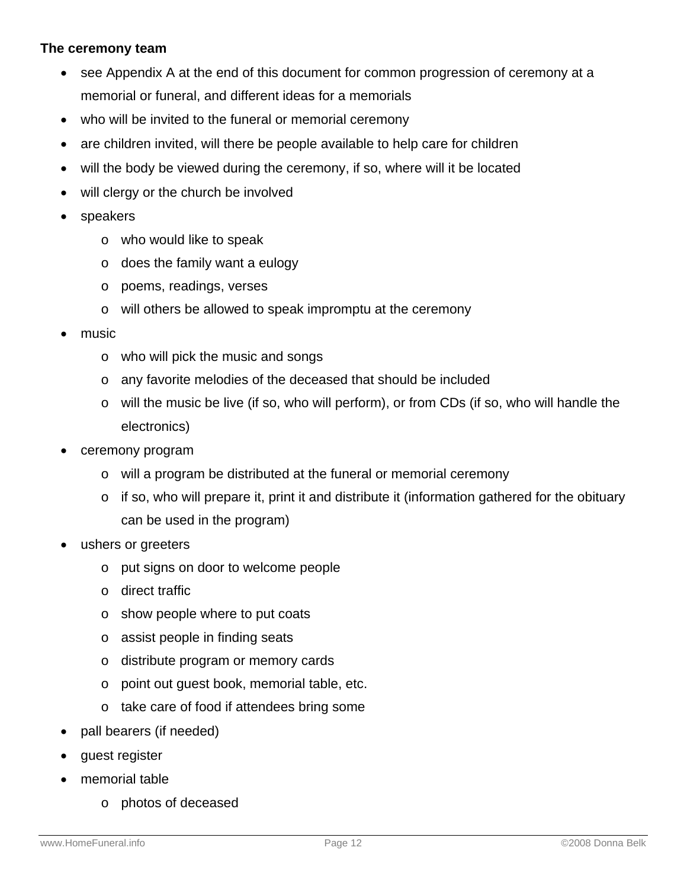**The ceremony team**

- see Appendix A at the end of this document for common progression of ceremony at a memorial or funeral, and different ideas for a memorials
- who will be invited to the funeral or memorial ceremony
- are children invited, will there be people available to help care for children
- will the body be viewed during the ceremony, if so, where will it be located
- will clergy or the church be involved
- speakers
  - who would like to speak
  - does the family want a eulogy
  - poems, readings, verses
  - will others be allowed to speak impromptu at the ceremony
- music
  - who will pick the music and songs
  - any favorite melodies of the deceased that should be included
  - will the music be live (if so, who will perform), or from CDs (if so, who will handle the electronics)
- ceremony program
  - will a program be distributed at the funeral or memorial ceremony
  - if so, who will prepare it, print it and distribute it (information gathered for the obituary can be used in the program)
- ushers or greeters
  - put signs on door to welcome people
  - direct traffic
  - show people where to put coats
  - assist people in finding seats
  - distribute program or memory cards
  - point out guest book, memorial table, etc.
  - take care of food if attendees bring some
- pall bearers (if needed)
- guest register
- memorial table
  - photos of deceased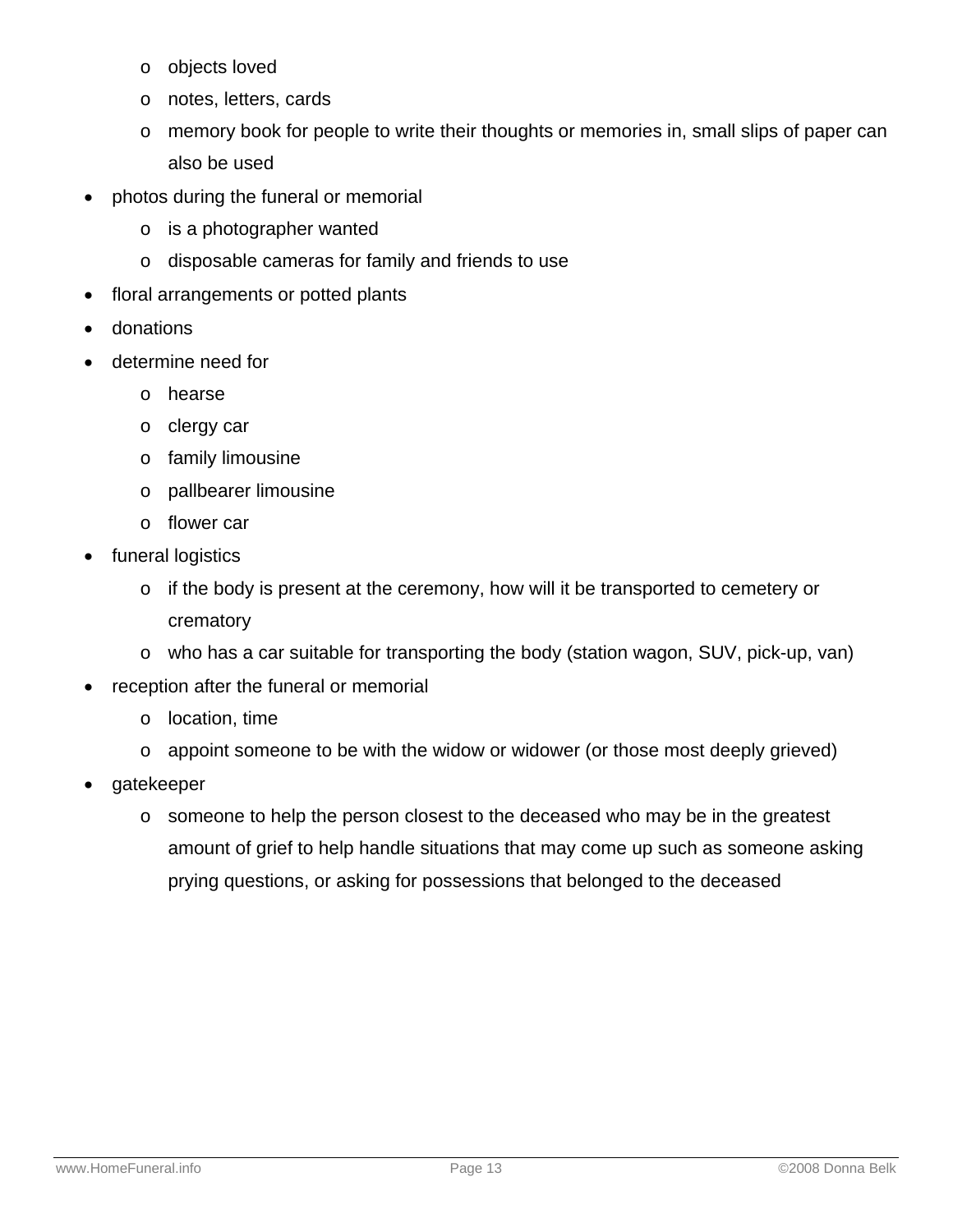- objects loved
  - notes, letters, cards
  - memory book for people to write their thoughts or memories in, small slips of paper can also be used
- photos during the funeral or memorial
  - is a photographer wanted
  - disposable cameras for family and friends to use
- floral arrangements or potted plants
- donations
- determine need for
  - hearse
  - clergy car
  - family limousine
  - pallbearer limousine
  - flower car
- funeral logistics
  - if the body is present at the ceremony, how will it be transported to cemetery or crematory
  - who has a car suitable for transporting the body (station wagon, SUV, pick-up, van)
- reception after the funeral or memorial
  - location, time
  - appoint someone to be with the widow or widower (or those most deeply grieved)
- gatekeeper
  - someone to help the person closest to the deceased who may be in the greatest amount of grief to help handle situations that may come up such as someone asking prying questions, or asking for possessions that belonged to the deceased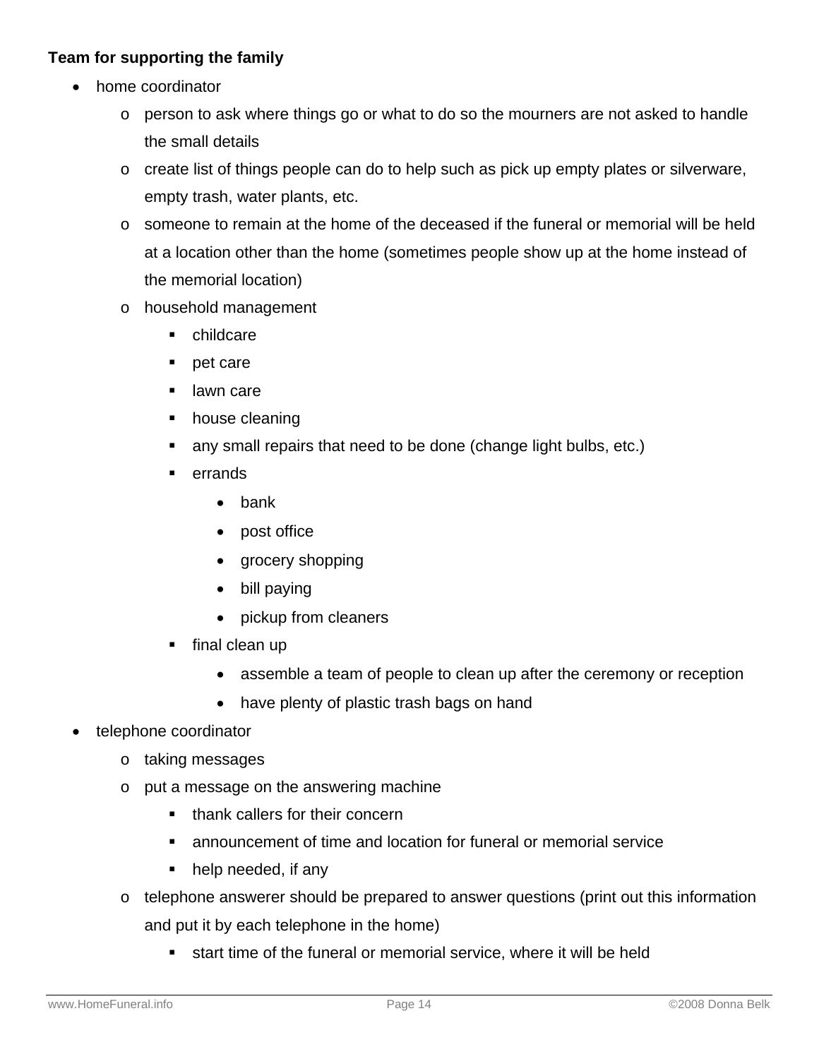**Team for supporting the family**

- home coordinator
  - person to ask where things go or what to do so the mourners are not asked to handle the small details
  - create list of things people can do to help such as pick up empty plates or silverware, empty trash, water plants, etc.
  - someone to remain at the home of the deceased if the funeral or memorial will be held at a location other than the home (sometimes people show up at the home instead of the memorial location)
  - household management
    - childcare
    - pet care
    - lawn care
    - house cleaning
    - any small repairs that need to be done (change light bulbs, etc.)
    - errands
      - bank
      - post office
      - grocery shopping
      - bill paying
      - pickup from cleaners
    - final clean up
      - assemble a team of people to clean up after the ceremony or reception
      - have plenty of plastic trash bags on hand
- telephone coordinator
  - taking messages
  - put a message on the answering machine
    - thank callers for their concern
    - announcement of time and location for funeral or memorial service
    - help needed, if any
  - telephone answerer should be prepared to answer questions (print out this information and put it by each telephone in the home)
    - start time of the funeral or memorial service, where it will be held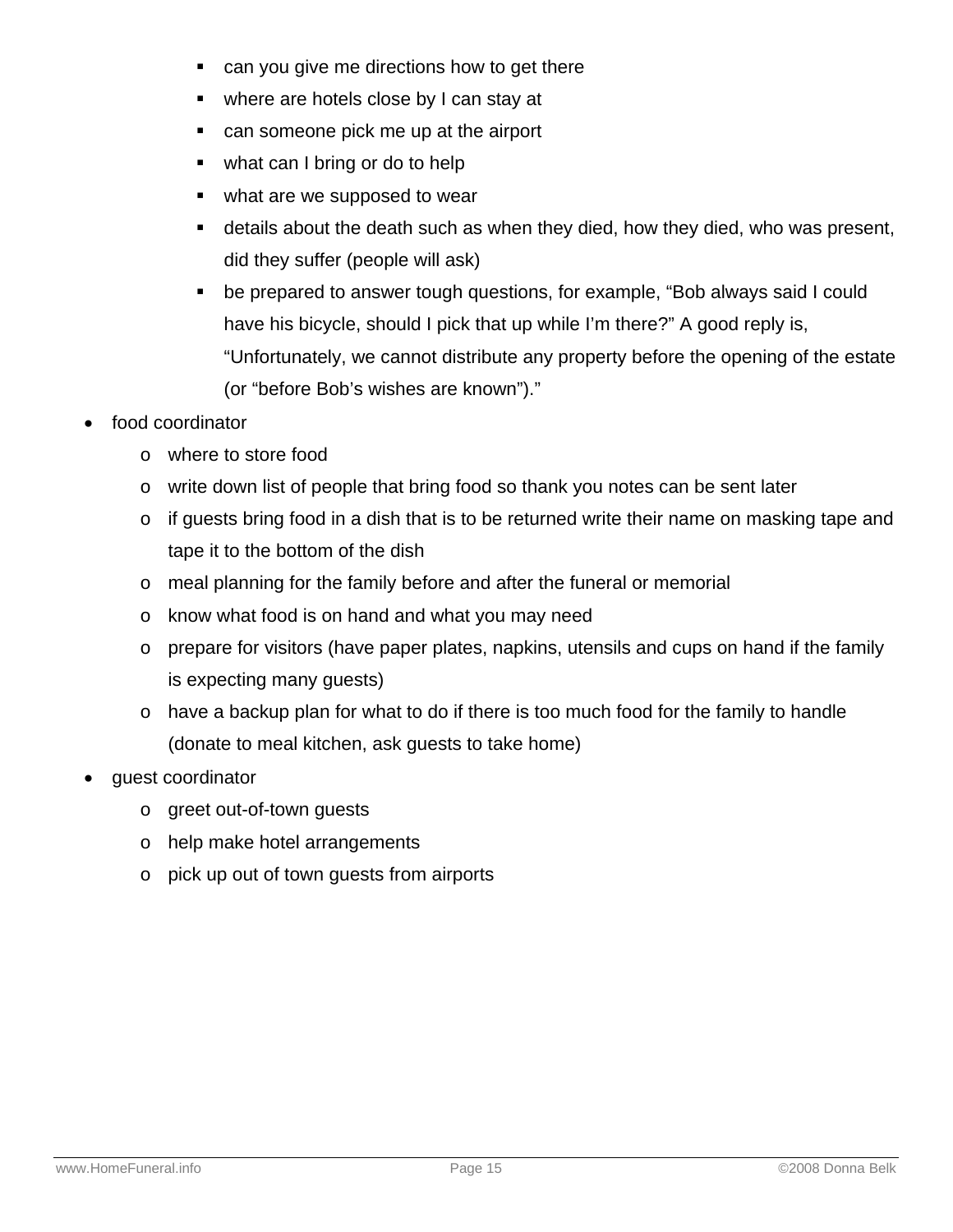- can you give me directions how to get there
        - where are hotels close by I can stay at
        - can someone pick me up at the airport
        - what can I bring or do to help
        - what are we supposed to wear
        - details about the death such as when they died, how they died, who was present, did they suffer (people will ask)
        - be prepared to answer tough questions, for example, "Bob always said I could have his bicycle, should I pick that up while I'm there?" A good reply is, "Unfortunately, we cannot distribute any property before the opening of the estate (or "before Bob's wishes are known")."

- food coordinator
    - where to store food
    - write down list of people that bring food so thank you notes can be sent later
    - if guests bring food in a dish that is to be returned write their name on masking tape and tape it to the bottom of the dish
    - meal planning for the family before and after the funeral or memorial
    - know what food is on hand and what you may need
    - prepare for visitors (have paper plates, napkins, utensils and cups on hand if the family is expecting many guests)
    - have a backup plan for what to do if there is too much food for the family to handle (donate to meal kitchen, ask guests to take home)
- guest coordinator
    - greet out-of-town guests
    - help make hotel arrangements
    - pick up out of town guests from airports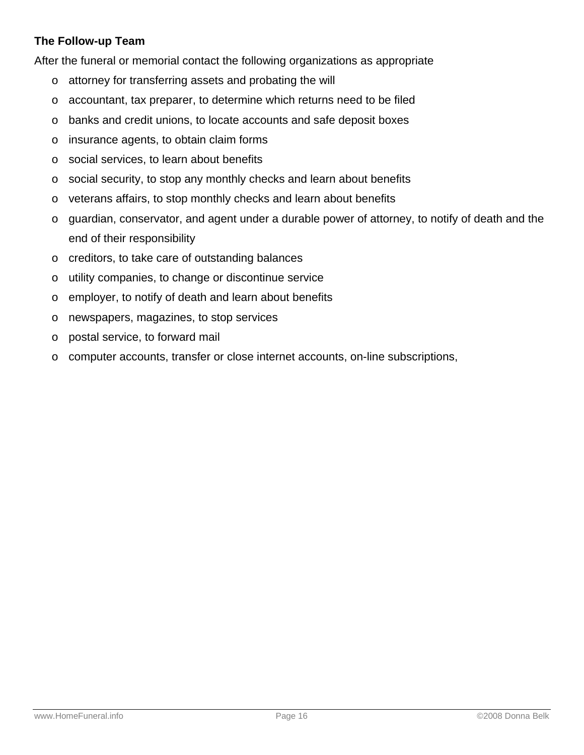**The Follow-up Team**

After the funeral or memorial contact the following organizations as appropriate

- attorney for transferring assets and probating the will
- accountant, tax preparer, to determine which returns need to be filed
- banks and credit unions, to locate accounts and safe deposit boxes
- insurance agents, to obtain claim forms
- social services, to learn about benefits
- social security, to stop any monthly checks and learn about benefits
- veterans affairs, to stop monthly checks and learn about benefits
- guardian, conservator, and agent under a durable power of attorney, to notify of death and the end of their responsibility
- creditors, to take care of outstanding balances
- utility companies, to change or discontinue service
- employer, to notify of death and learn about benefits
- newspapers, magazines, to stop services
- postal service, to forward mail
- computer accounts, transfer or close internet accounts, on-line subscriptions,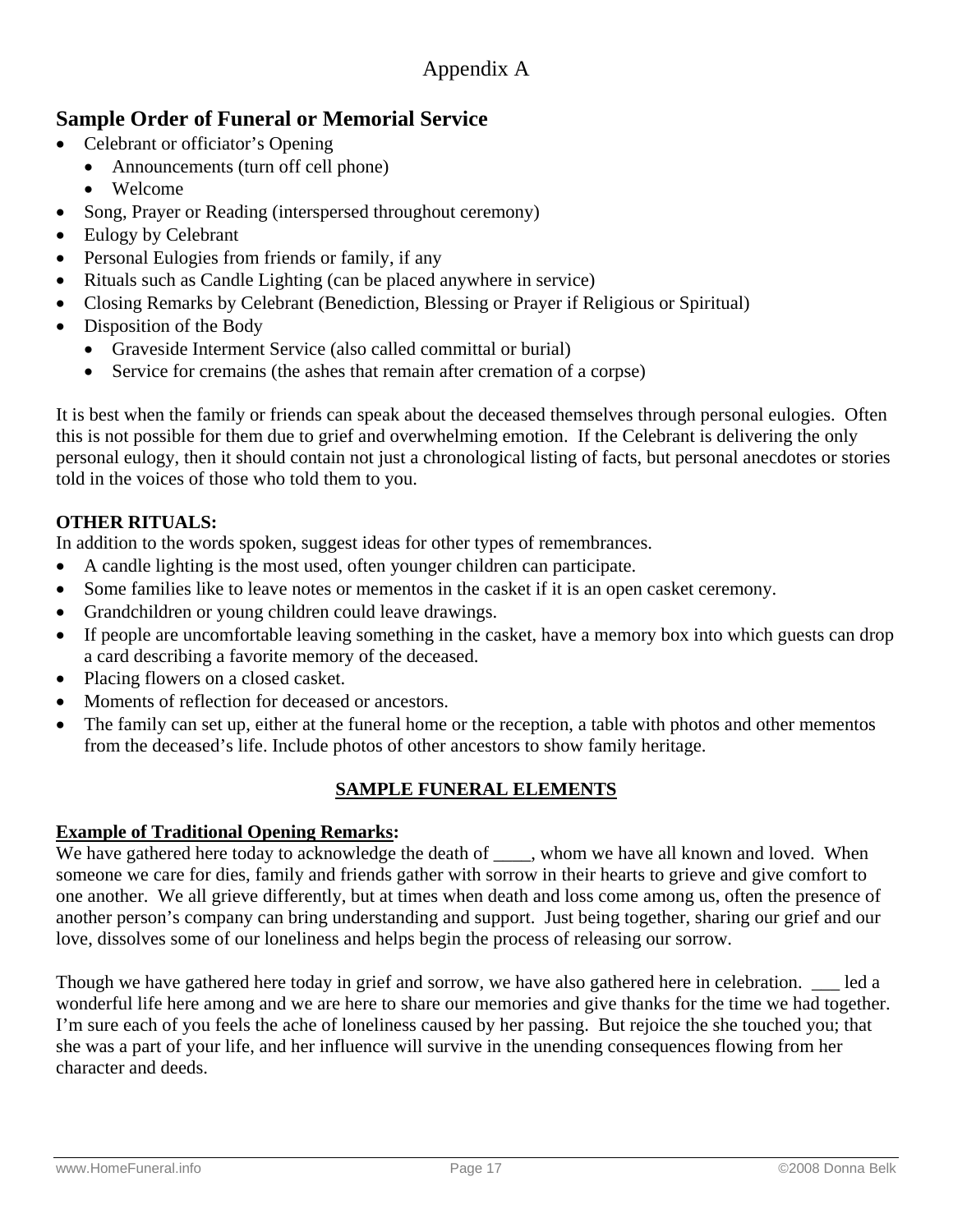# Appendix A

## Sample Order of Funeral or Memorial Service

- Celebrant or officiator's Opening
  - Announcements (turn off cell phone)
  - Welcome
- Song, Prayer or Reading (interspersed throughout ceremony)
- Eulogy by Celebrant
- Personal Eulogies from friends or family, if any
- Rituals such as Candle Lighting (can be placed anywhere in service)
- Closing Remarks by Celebrant (Benediction, Blessing or Prayer if Religious or Spiritual)
- Disposition of the Body
  - Graveside Interment Service (also called committal or burial)
  - Service for cremains (the ashes that remain after cremation of a corpse)

It is best when the family or friends can speak about the deceased themselves through personal eulogies. Often this is not possible for them due to grief and overwhelming emotion. If the Celebrant is delivering the only personal eulogy, then it should contain not just a chronological listing of facts, but personal anecdotes or stories told in the voices of those who told them to you.

**OTHER RITUALS:**

In addition to the words spoken, suggest ideas for other types of remembrances.

- A candle lighting is the most used, often younger children can participate.
- Some families like to leave notes or mementos in the casket if it is an open casket ceremony.
- Grandchildren or young children could leave drawings.
- If people are uncomfortable leaving something in the casket, have a memory box into which guests can drop a card describing a favorite memory of the deceased.
- Placing flowers on a closed casket.
- Moments of reflection for deceased or ancestors.
- The family can set up, either at the funeral home or the reception, a table with photos and other mementos from the deceased's life. Include photos of other ancestors to show family heritage.

**SAMPLE FUNERAL ELEMENTS**

**Example of Traditional Opening Remarks:**

We have gathered here today to acknowledge the death of ____, whom we have all known and loved. When someone we care for dies, family and friends gather with sorrow in their hearts to grieve and give comfort to one another. We all grieve differently, but at times when death and loss come among us, often the presence of another person's company can bring understanding and support. Just being together, sharing our grief and our love, dissolves some of our loneliness and helps begin the process of releasing our sorrow.

Though we have gathered here today in grief and sorrow, we have also gathered here in celebration. ___ led a wonderful life here among and we are here to share our memories and give thanks for the time we had together. I'm sure each of you feels the ache of loneliness caused by her passing. But rejoice the she touched you; that she was a part of your life, and her influence will survive in the unending consequences flowing from her character and deeds.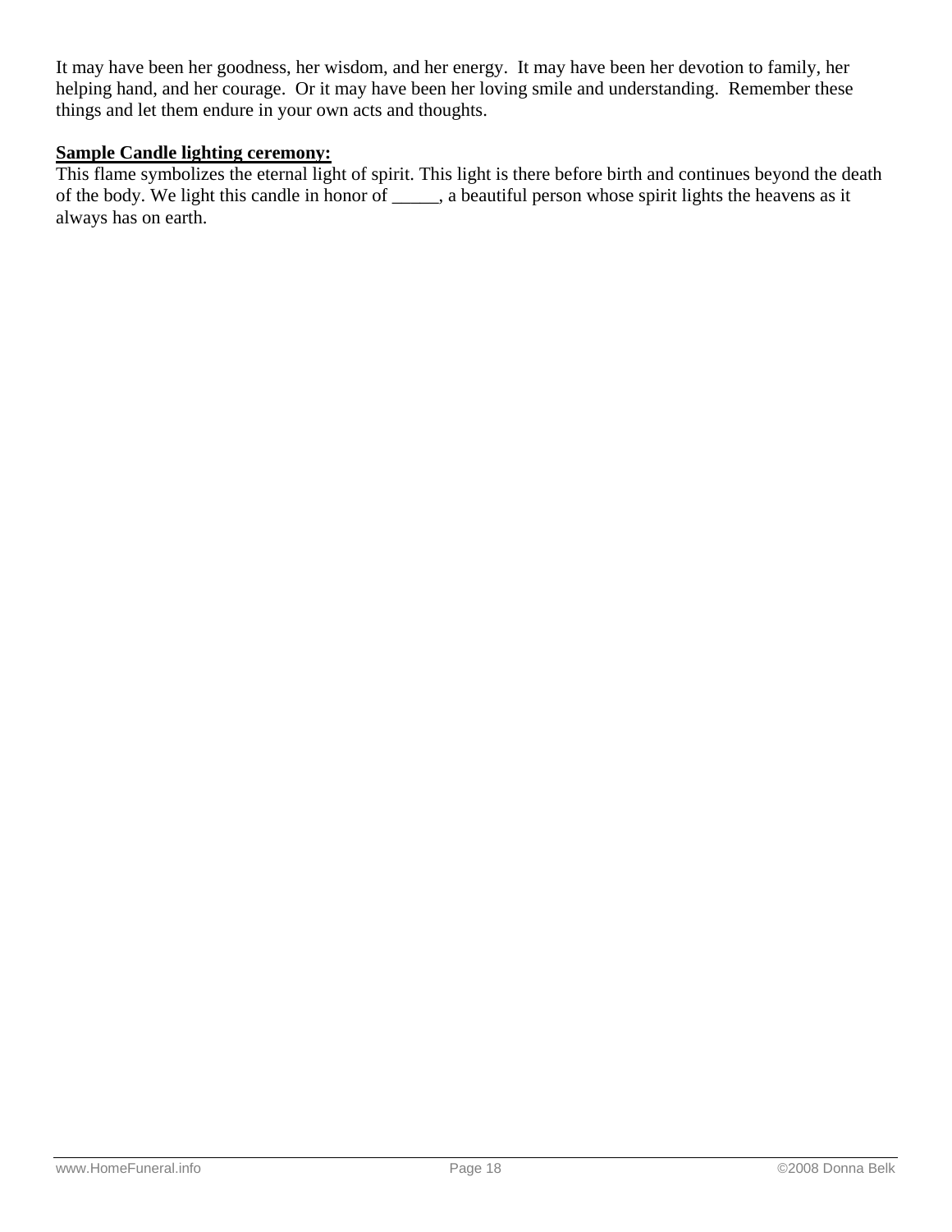It may have been her goodness, her wisdom, and her energy. It may have been her devotion to family, her helping hand, and her courage. Or it may have been her loving smile and understanding. Remember these things and let them endure in your own acts and thoughts.

**Sample Candle lighting ceremony:**

This flame symbolizes the eternal light of spirit. This light is there before birth and continues beyond the death of the body. We light this candle in honor of _____, a beautiful person whose spirit lights the heavens as it always has on earth.